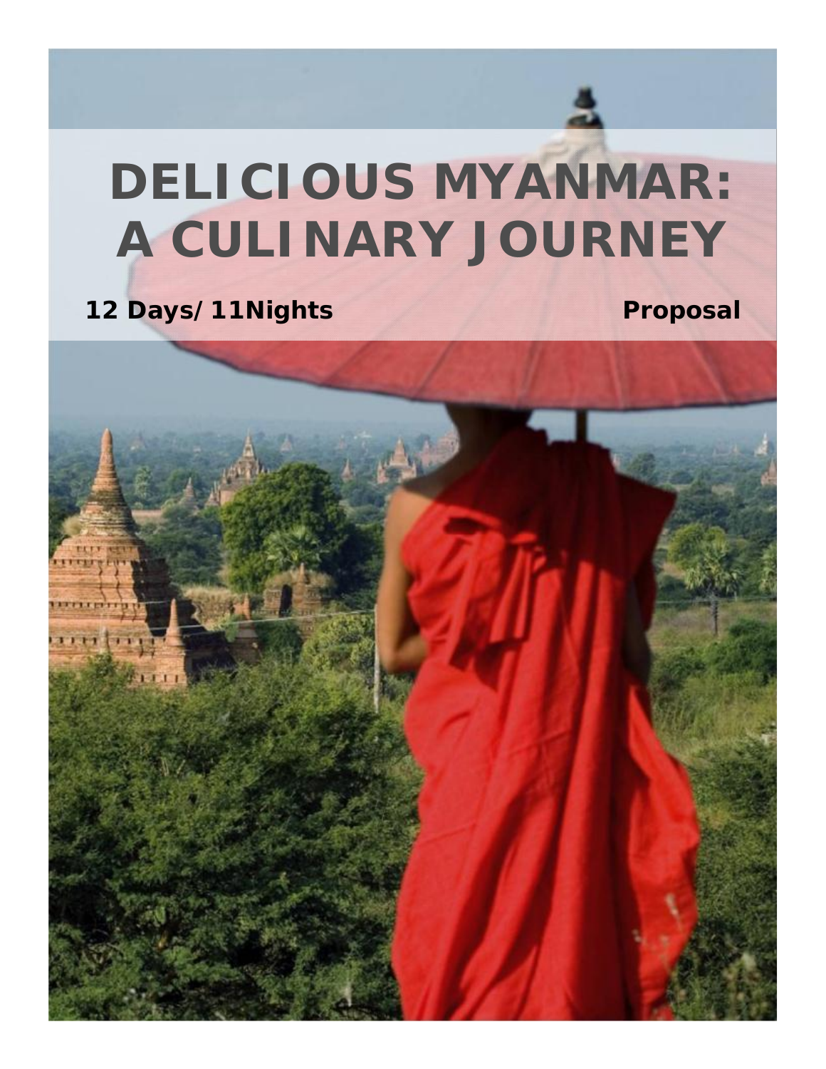# DELICIOUS MYANMAR: A CULINARY JOURNEY

**12 Days/11Nights** **Proposal**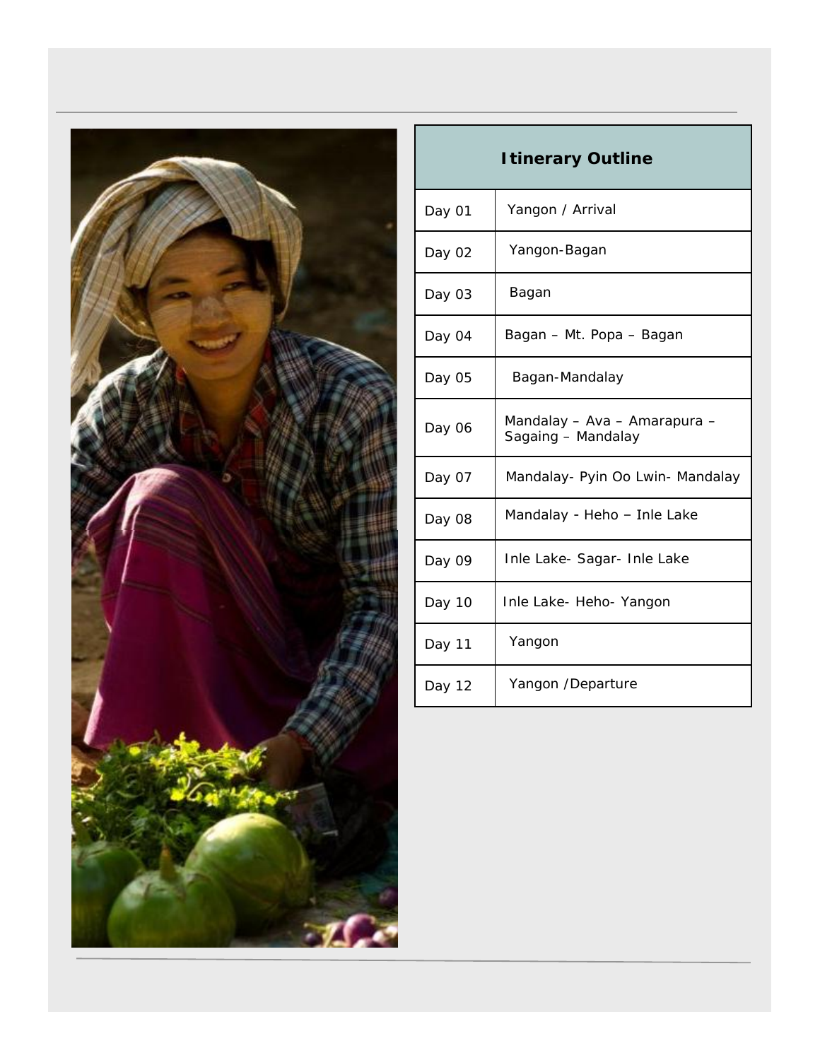| Itinerary Outline | |
|---|---|
| Day 01 | Yangon / Arrival |
| Day 02 | Yangon-Bagan |
| Day 03 | Bagan |
| Day 04 | Bagan – Mt. Popa – Bagan |
| Day 05 | Bagan-Mandalay |
| Day 06 | Mandalay – Ava – Amarapura – Sagaing – Mandalay |
| Day 07 | Mandalay- Pyin Oo Lwin- Mandalay |
| Day 08 | Mandalay - Heho – Inle Lake |
| Day 09 | Inle Lake- Sagar- Inle Lake |
| Day 10 | Inle Lake- Heho- Yangon |
| Day 11 | Yangon |
| Day 12 | Yangon /Departure |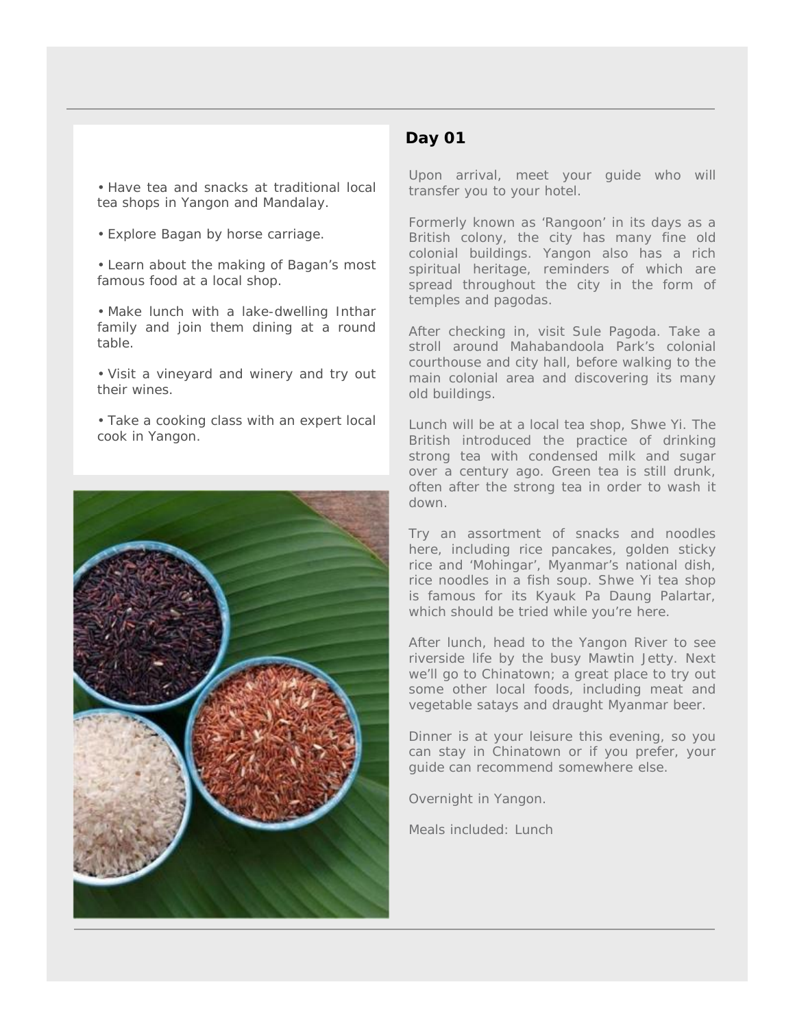- Have tea and snacks at traditional local tea shops in Yangon and Mandalay.

- Explore Bagan by horse carriage.

- Learn about the making of Bagan's most famous food at a local shop.

- Make lunch with a lake-dwelling Inthar family and join them dining at a round table.

- Visit a vineyard and winery and try out their wines.

- Take a cooking class with an expert local cook in Yangon.

## Day 01

Upon arrival, meet your guide who will transfer you to your hotel.

Formerly known as 'Rangoon' in its days as a British colony, the city has many fine old colonial buildings. Yangon also has a rich spiritual heritage, reminders of which are spread throughout the city in the form of temples and pagodas.

After checking in, visit Sule Pagoda. Take a stroll around Mahabandoola Park's colonial courthouse and city hall, before walking to the main colonial area and discovering its many old buildings.

Lunch will be at a local tea shop, Shwe Yi. The British introduced the practice of drinking strong tea with condensed milk and sugar over a century ago. Green tea is still drunk, often after the strong tea in order to wash it down.

Try an assortment of snacks and noodles here, including rice pancakes, golden sticky rice and 'Mohingar', Myanmar's national dish, rice noodles in a fish soup. Shwe Yi tea shop is famous for its Kyauk Pa Daung Palartar, which should be tried while you're here.

After lunch, head to the Yangon River to see riverside life by the busy Mawtin Jetty. Next we'll go to Chinatown; a great place to try out some other local foods, including meat and vegetable satays and draught Myanmar beer.

Dinner is at your leisure this evening, so you can stay in Chinatown or if you prefer, your guide can recommend somewhere else.

Overnight in Yangon.

Meals included: Lunch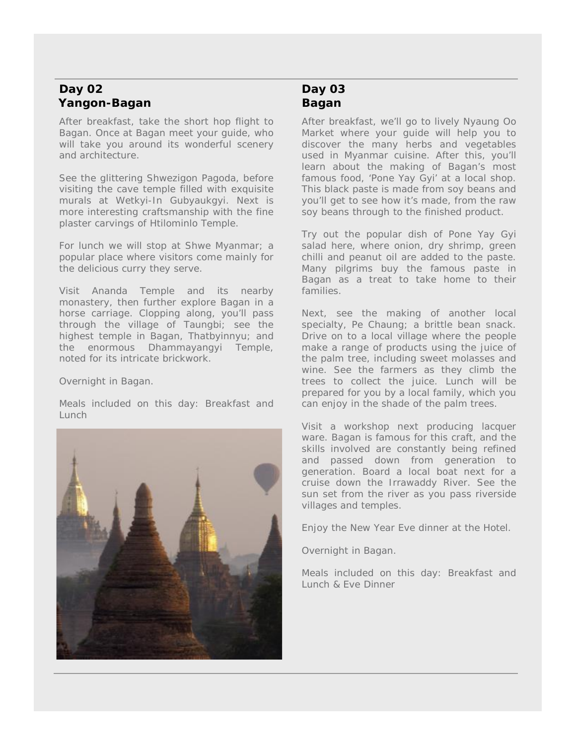## Day 02
## Yangon-Bagan

After breakfast, take the short hop flight to Bagan. Once at Bagan meet your guide, who will take you around its wonderful scenery and architecture.

See the glittering Shwezigon Pagoda, before visiting the cave temple filled with exquisite murals at Wetkyi-In Gubyaukgyi. Next is more interesting craftsmanship with the fine plaster carvings of Htilominlo Temple.

For lunch we will stop at Shwe Myanmar; a popular place where visitors come mainly for the delicious curry they serve.

Visit Ananda Temple and its nearby monastery, then further explore Bagan in a horse carriage. Clopping along, you'll pass through the village of Taungbi; see the highest temple in Bagan, Thatbyinnyu; and the enormous Dhammayangyi Temple, noted for its intricate brickwork.

Overnight in Bagan.

Meals included on this day: Breakfast and Lunch

## Day 03
## Bagan

After breakfast, we'll go to lively Nyaung Oo Market where your guide will help you to discover the many herbs and vegetables used in Myanmar cuisine. After this, you'll learn about the making of Bagan's most famous food, 'Pone Yay Gyi' at a local shop. This black paste is made from soy beans and you'll get to see how it's made, from the raw soy beans through to the finished product.

Try out the popular dish of Pone Yay Gyi salad here, where onion, dry shrimp, green chilli and peanut oil are added to the paste. Many pilgrims buy the famous paste in Bagan as a treat to take home to their families.

Next, see the making of another local specialty, Pe Chaung; a brittle bean snack. Drive on to a local village where the people make a range of products using the juice of the palm tree, including sweet molasses and wine. See the farmers as they climb the trees to collect the juice. Lunch will be prepared for you by a local family, which you can enjoy in the shade of the palm trees.

Visit a workshop next producing lacquer ware. Bagan is famous for this craft, and the skills involved are constantly being refined and passed down from generation to generation. Board a local boat next for a cruise down the Irrawaddy River. See the sun set from the river as you pass riverside villages and temples.

Enjoy the New Year Eve dinner at the Hotel.

Overnight in Bagan.

Meals included on this day: Breakfast and Lunch & Eve Dinner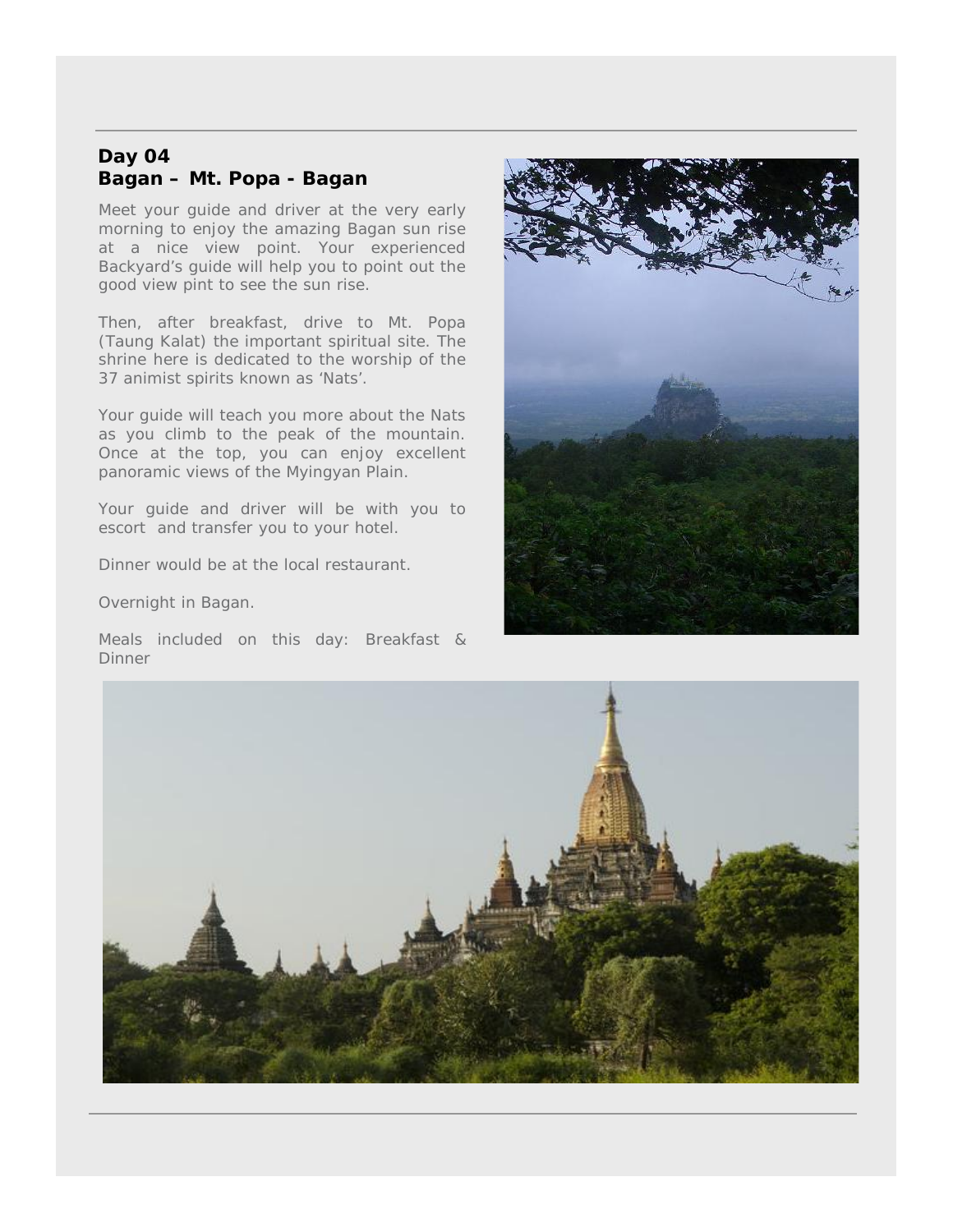## Day 04
## Bagan – Mt. Popa - Bagan

Meet your guide and driver at the very early morning to enjoy the amazing Bagan sun rise at a nice view point. Your experienced Backyard's guide will help you to point out the good view pint to see the sun rise.

Then, after breakfast, drive to Mt. Popa (Taung Kalat) the important spiritual site. The shrine here is dedicated to the worship of the 37 animist spirits known as 'Nats'.

Your guide will teach you more about the Nats as you climb to the peak of the mountain. Once at the top, you can enjoy excellent panoramic views of the Myingyan Plain.

Your guide and driver will be with you to escort and transfer you to your hotel.

Dinner would be at the local restaurant.

Overnight in Bagan.

Meals included on this day: Breakfast & Dinner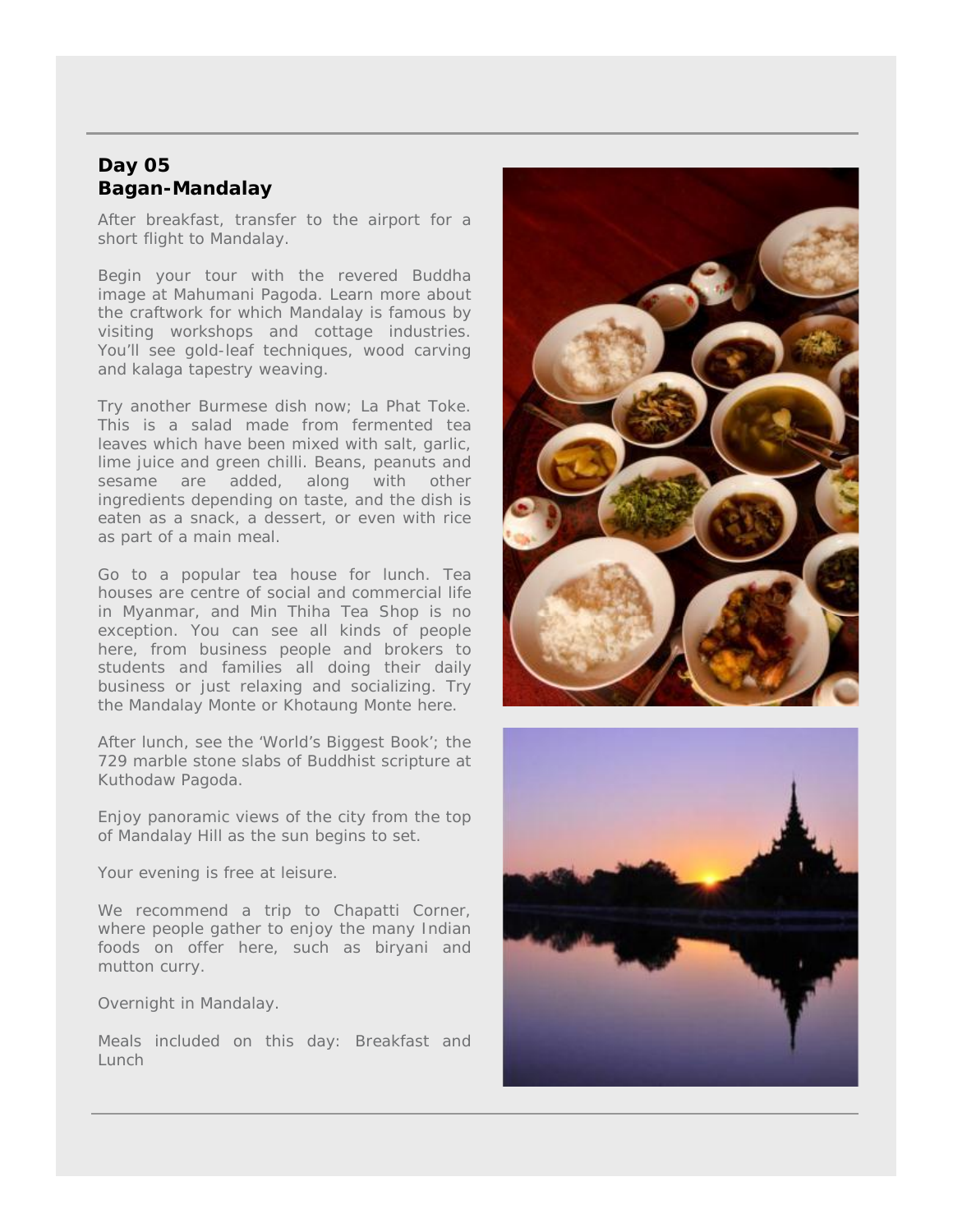## Day 05
## Bagan-Mandalay

After breakfast, transfer to the airport for a short flight to Mandalay.

Begin your tour with the revered Buddha image at Mahumani Pagoda. Learn more about the craftwork for which Mandalay is famous by visiting workshops and cottage industries. You'll see gold-leaf techniques, wood carving and kalaga tapestry weaving.

Try another Burmese dish now; La Phat Toke. This is a salad made from fermented tea leaves which have been mixed with salt, garlic, lime juice and green chilli. Beans, peanuts and sesame are added, along with other ingredients depending on taste, and the dish is eaten as a snack, a dessert, or even with rice as part of a main meal.

Go to a popular tea house for lunch. Tea houses are centre of social and commercial life in Myanmar, and Min Thiha Tea Shop is no exception. You can see all kinds of people here, from business people and brokers to students and families all doing their daily business or just relaxing and socializing. Try the Mandalay Monte or Khotaung Monte here.

After lunch, see the 'World's Biggest Book'; the 729 marble stone slabs of Buddhist scripture at Kuthodaw Pagoda.

Enjoy panoramic views of the city from the top of Mandalay Hill as the sun begins to set.

Your evening is free at leisure.

We recommend a trip to Chapatti Corner, where people gather to enjoy the many Indian foods on offer here, such as biryani and mutton curry.

Overnight in Mandalay.

Meals included on this day: Breakfast and Lunch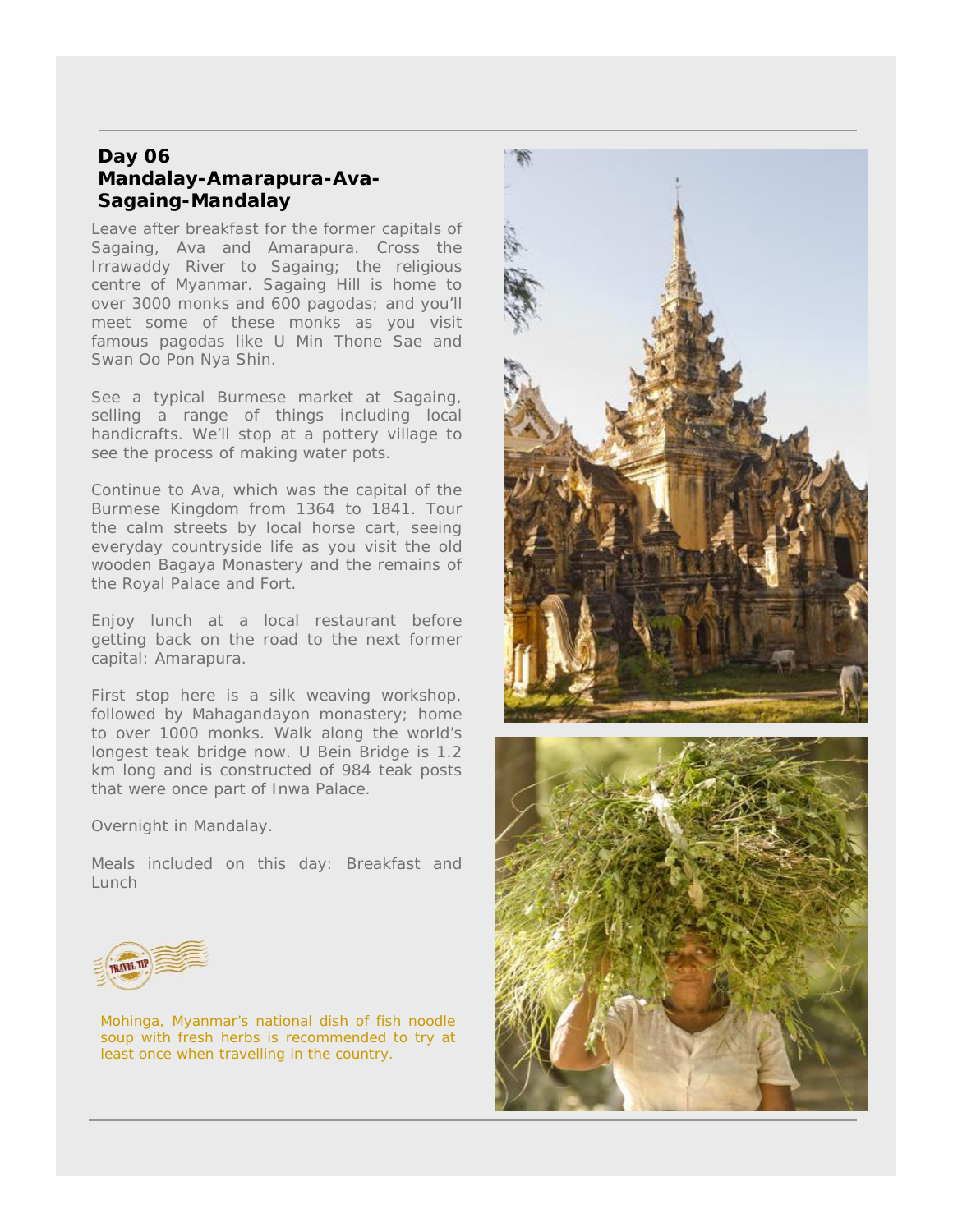## Day 06
## Mandalay-Amarapura-Ava-Sagaing-Mandalay

Leave after breakfast for the former capitals of Sagaing, Ava and Amarapura. Cross the Irrawaddy River to Sagaing; the religious centre of Myanmar. Sagaing Hill is home to over 3000 monks and 600 pagodas; and you'll meet some of these monks as you visit famous pagodas like U Min Thone Sae and Swan Oo Pon Nya Shin.

See a typical Burmese market at Sagaing, selling a range of things including local handicrafts. We'll stop at a pottery village to see the process of making water pots.

Continue to Ava, which was the capital of the Burmese Kingdom from 1364 to 1841. Tour the calm streets by local horse cart, seeing everyday countryside life as you visit the old wooden Bagaya Monastery and the remains of the Royal Palace and Fort.

Enjoy lunch at a local restaurant before getting back on the road to the next former capital: Amarapura.

First stop here is a silk weaving workshop, followed by Mahagandayon monastery; home to over 1000 monks. Walk along the world's longest teak bridge now. U Bein Bridge is 1.2 km long and is constructed of 984 teak posts that were once part of Inwa Palace.

Overnight in Mandalay.

Meals included on this day: Breakfast and Lunch

TRAVEL TIP

Mohinga, Myanmar's national dish of fish noodle soup with fresh herbs is recommended to try at least once when travelling in the country.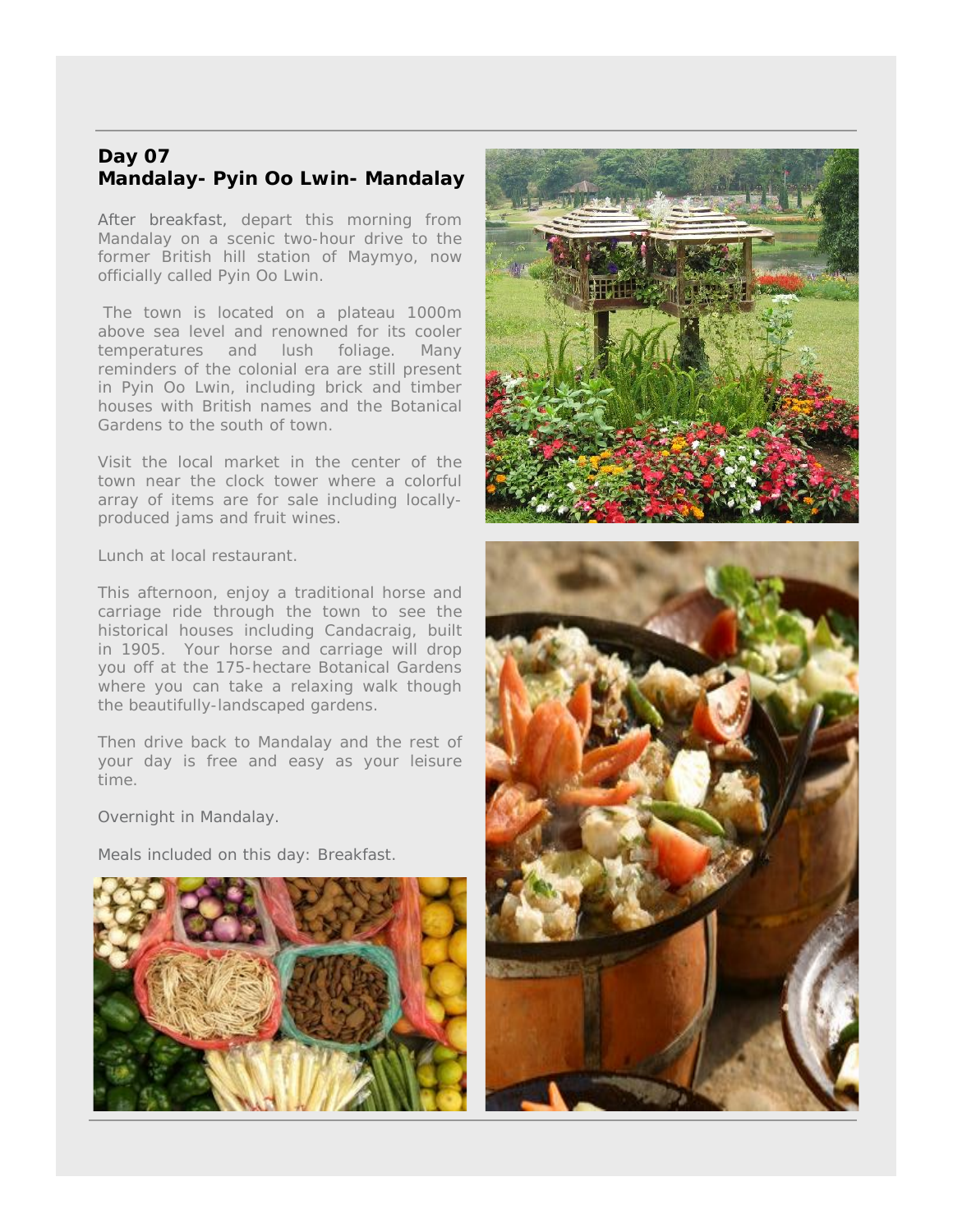## Day 07
## Mandalay- Pyin Oo Lwin- Mandalay

After breakfast, depart this morning from Mandalay on a scenic two-hour drive to the former British hill station of Maymyo, now officially called Pyin Oo Lwin.

The town is located on a plateau 1000m above sea level and renowned for its cooler temperatures and lush foliage. Many reminders of the colonial era are still present in Pyin Oo Lwin, including brick and timber houses with British names and the Botanical Gardens to the south of town.

Visit the local market in the center of the town near the clock tower where a colorful array of items are for sale including locally-produced jams and fruit wines.

Lunch at local restaurant.

This afternoon, enjoy a traditional horse and carriage ride through the town to see the historical houses including Candacraig, built in 1905. Your horse and carriage will drop you off at the 175-hectare Botanical Gardens where you can take a relaxing walk though the beautifully-landscaped gardens.

Then drive back to Mandalay and the rest of your day is free and easy as your leisure time.

Overnight in Mandalay.

Meals included on this day: Breakfast.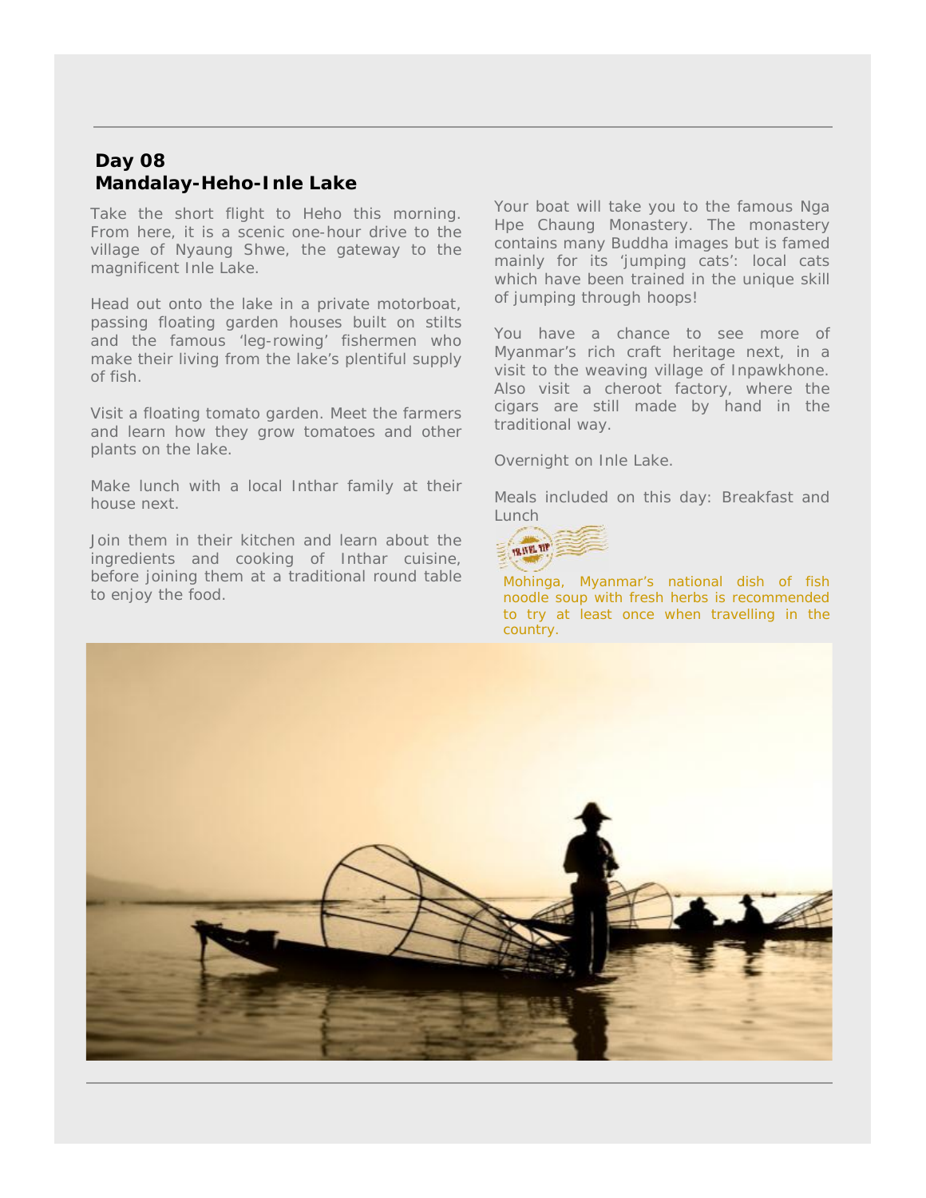## Day 08
## Mandalay-Heho-Inle Lake

Take the short flight to Heho this morning. From here, it is a scenic one-hour drive to the village of Nyaung Shwe, the gateway to the magnificent Inle Lake.

Head out onto the lake in a private motorboat, passing floating garden houses built on stilts and the famous 'leg-rowing' fishermen who make their living from the lake's plentiful supply of fish.

Visit a floating tomato garden. Meet the farmers and learn how they grow tomatoes and other plants on the lake.

Make lunch with a local Inthar family at their house next.

Join them in their kitchen and learn about the ingredients and cooking of Inthar cuisine, before joining them at a traditional round table to enjoy the food.

Your boat will take you to the famous Nga Hpe Chaung Monastery. The monastery contains many Buddha images but is famed mainly for its 'jumping cats': local cats which have been trained in the unique skill of jumping through hoops!

You have a chance to see more of Myanmar's rich craft heritage next, in a visit to the weaving village of Inpawkhone. Also visit a cheroot factory, where the cigars are still made by hand in the traditional way.

Overnight on Inle Lake.

Meals included on this day: Breakfast and Lunch

TRAVEL TIP

Mohinga, Myanmar's national dish of fish noodle soup with fresh herbs is recommended to try at least once when travelling in the country.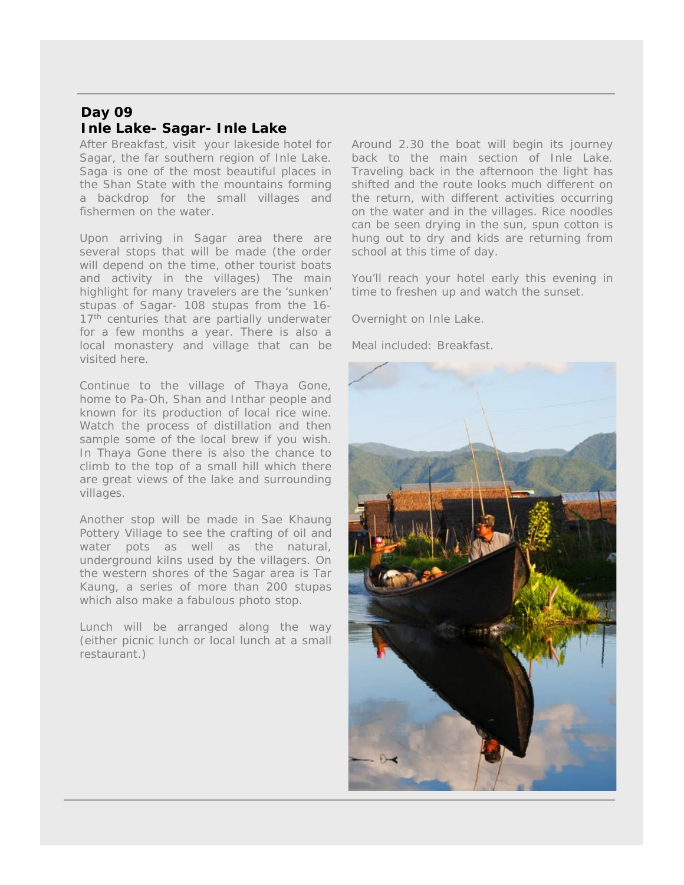## Day 09
## Inle Lake- Sagar- Inle Lake

After Breakfast, visit your lakeside hotel for Sagar, the far southern region of Inle Lake. Saga is one of the most beautiful places in the Shan State with the mountains forming a backdrop for the small villages and fishermen on the water.

Upon arriving in Sagar area there are several stops that will be made (the order will depend on the time, other tourist boats and activity in the villages) The main highlight for many travelers are the 'sunken' stupas of Sagar- 108 stupas from the 16-17th centuries that are partially underwater for a few months a year. There is also a local monastery and village that can be visited here.

Continue to the village of Thaya Gone, home to Pa-Oh, Shan and Inthar people and known for its production of local rice wine. Watch the process of distillation and then sample some of the local brew if you wish. In Thaya Gone there is also the chance to climb to the top of a small hill which there are great views of the lake and surrounding villages.

Another stop will be made in Sae Khaung Pottery Village to see the crafting of oil and water pots as well as the natural, underground kilns used by the villagers. On the western shores of the Sagar area is Tar Kaung, a series of more than 200 stupas which also make a fabulous photo stop.

Lunch will be arranged along the way (either picnic lunch or local lunch at a small restaurant.)

Around 2.30 the boat will begin its journey back to the main section of Inle Lake. Traveling back in the afternoon the light has shifted and the route looks much different on the return, with different activities occurring on the water and in the villages. Rice noodles can be seen drying in the sun, spun cotton is hung out to dry and kids are returning from school at this time of day.

You'll reach your hotel early this evening in time to freshen up and watch the sunset.

Overnight on Inle Lake.

Meal included: Breakfast.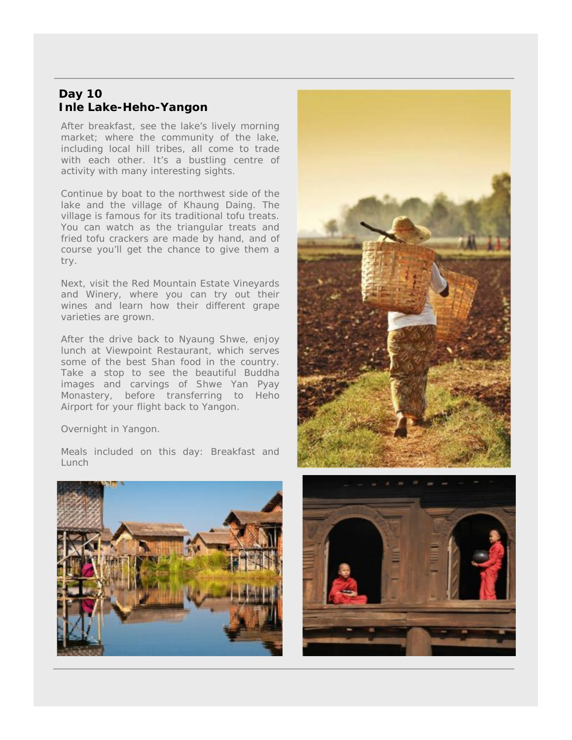## Day 10
## Inle Lake-Heho-Yangon

After breakfast, see the lake's lively morning market; where the community of the lake, including local hill tribes, all come to trade with each other. It's a bustling centre of activity with many interesting sights.

Continue by boat to the northwest side of the lake and the village of Khaung Daing. The village is famous for its traditional tofu treats. You can watch as the triangular treats and fried tofu crackers are made by hand, and of course you'll get the chance to give them a try.

Next, visit the Red Mountain Estate Vineyards and Winery, where you can try out their wines and learn how their different grape varieties are grown.

After the drive back to Nyaung Shwe, enjoy lunch at Viewpoint Restaurant, which serves some of the best Shan food in the country. Take a stop to see the beautiful Buddha images and carvings of Shwe Yan Pyay Monastery, before transferring to Heho Airport for your flight back to Yangon.

Overnight in Yangon.

Meals included on this day: Breakfast and Lunch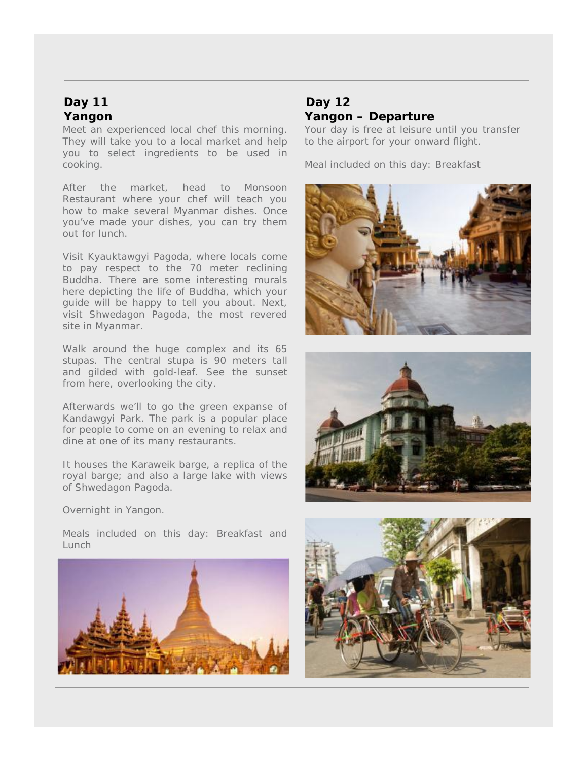## Day 11
## Yangon

Meet an experienced local chef this morning. They will take you to a local market and help you to select ingredients to be used in cooking.

After the market, head to Monsoon Restaurant where your chef will teach you how to make several Myanmar dishes. Once you've made your dishes, you can try them out for lunch.

Visit Kyauktawgyi Pagoda, where locals come to pay respect to the 70 meter reclining Buddha. There are some interesting murals here depicting the life of Buddha, which your guide will be happy to tell you about. Next, visit Shwedagon Pagoda, the most revered site in Myanmar.

Walk around the huge complex and its 65 stupas. The central stupa is 90 meters tall and gilded with gold-leaf. See the sunset from here, overlooking the city.

Afterwards we'll to go the green expanse of Kandawgyi Park. The park is a popular place for people to come on an evening to relax and dine at one of its many restaurants.

It houses the Karaweik barge, a replica of the royal barge; and also a large lake with views of Shwedagon Pagoda.

Overnight in Yangon.

Meals included on this day: Breakfast and Lunch

## Day 12
## Yangon – Departure

Your day is free at leisure until you transfer to the airport for your onward flight.

Meal included on this day: Breakfast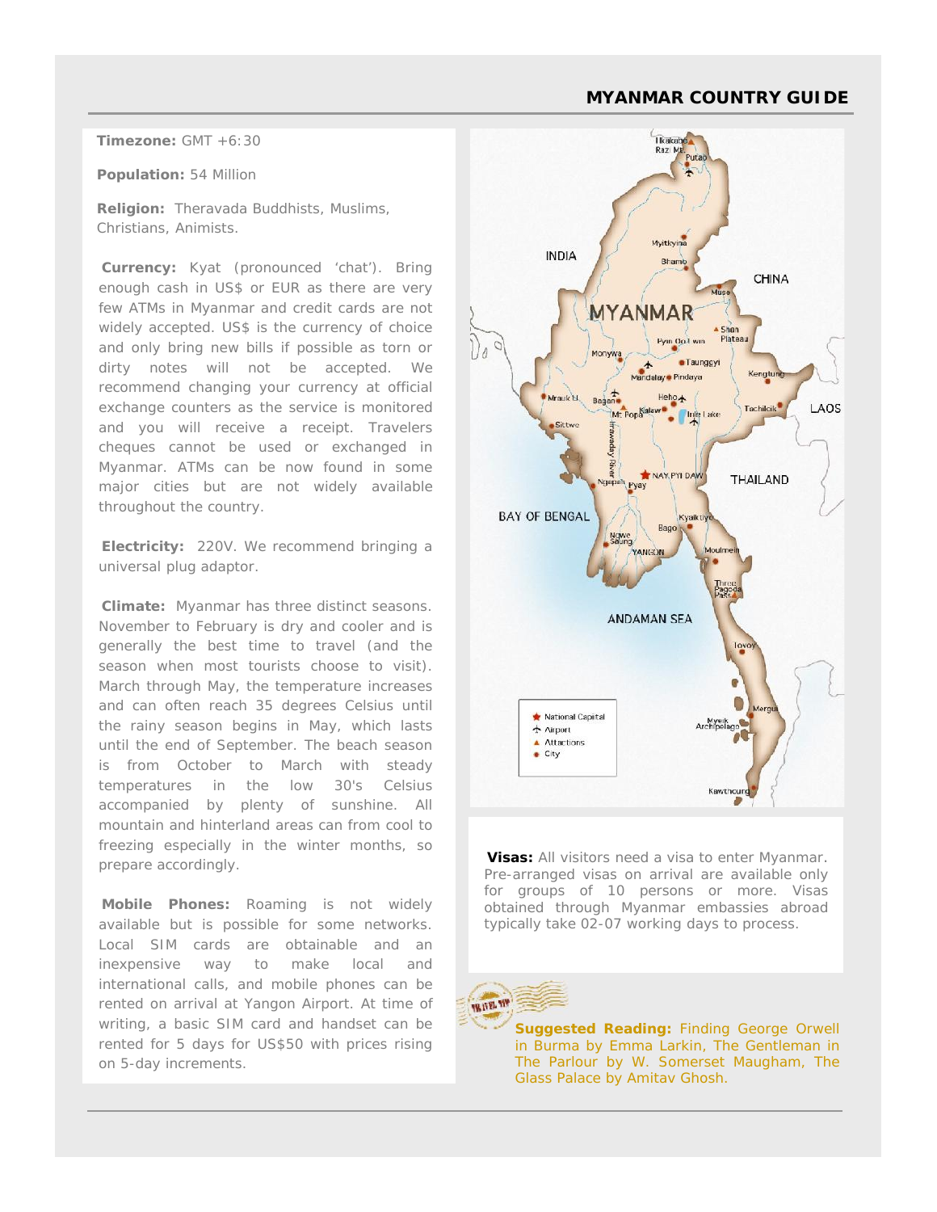# MYANMAR COUNTRY GUIDE

**Timezone:** GMT +6:30

**Population:** 54 Million

**Religion:** Theravada Buddhists, Muslims, Christians, Animists.

**Currency:** Kyat (pronounced 'chat'). Bring enough cash in US$ or EUR as there are very few ATMs in Myanmar and credit cards are not widely accepted. US$ is the currency of choice and only bring new bills if possible as torn or dirty notes will not be accepted. We recommend changing your currency at official exchange counters as the service is monitored and you will receive a receipt. Travelers cheques cannot be used or exchanged in Myanmar. ATMs can be now found in some major cities but are not widely available throughout the country.

**Electricity:** 220V. We recommend bringing a universal plug adaptor.

**Climate:** Myanmar has three distinct seasons. November to February is dry and cooler and is generally the best time to travel (and the season when most tourists choose to visit). March through May, the temperature increases and can often reach 35 degrees Celsius until the rainy season begins in May, which lasts until the end of September. The beach season is from October to March with steady temperatures in the low 30's Celsius accompanied by plenty of sunshine. All mountain and hinterland areas can from cool to freezing especially in the winter months, so prepare accordingly.

**Mobile Phones:** Roaming is not widely available but is possible for some networks. Local SIM cards are obtainable and an inexpensive way to make local and international calls, and mobile phones can be rented on arrival at Yangon Airport. At time of writing, a basic SIM card and handset can be rented for 5 days for US$50 with prices rising on 5-day increments.

**Visas:** All visitors need a visa to enter Myanmar. Pre-arranged visas on arrival are available only for groups of 10 persons or more. Visas obtained through Myanmar embassies abroad typically take 02-07 working days to process.

**Suggested Reading:** Finding George Orwell in Burma by Emma Larkin, The Gentleman in The Parlour by W. Somerset Maugham, The Glass Palace by Amitav Ghosh.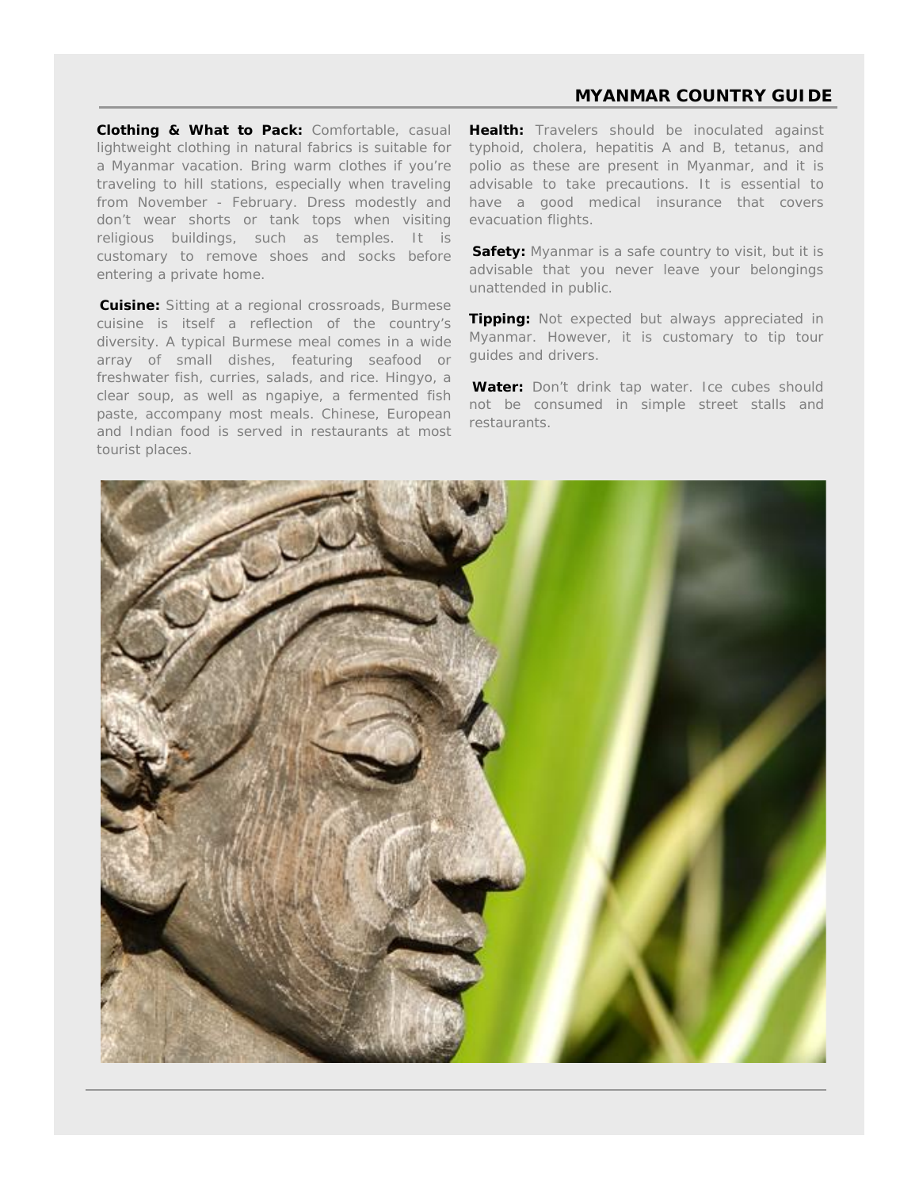**Clothing & What to Pack:** Comfortable, casual lightweight clothing in natural fabrics is suitable for a Myanmar vacation. Bring warm clothes if you're traveling to hill stations, especially when traveling from November - February. Dress modestly and don't wear shorts or tank tops when visiting religious buildings, such as temples. It is customary to remove shoes and socks before entering a private home.

**Cuisine:** Sitting at a regional crossroads, Burmese cuisine is itself a reflection of the country's diversity. A typical Burmese meal comes in a wide array of small dishes, featuring seafood or freshwater fish, curries, salads, and rice. Hingyo, a clear soup, as well as ngapiye, a fermented fish paste, accompany most meals. Chinese, European and Indian food is served in restaurants at most tourist places.

**Health:** Travelers should be inoculated against typhoid, cholera, hepatitis A and B, tetanus, and polio as these are present in Myanmar, and it is advisable to take precautions. It is essential to have a good medical insurance that covers evacuation flights.

**Safety:** Myanmar is a safe country to visit, but it is advisable that you never leave your belongings unattended in public.

**Tipping:** Not expected but always appreciated in Myanmar. However, it is customary to tip tour guides and drivers.

**Water:** Don't drink tap water. Ice cubes should not be consumed in simple street stalls and restaurants.